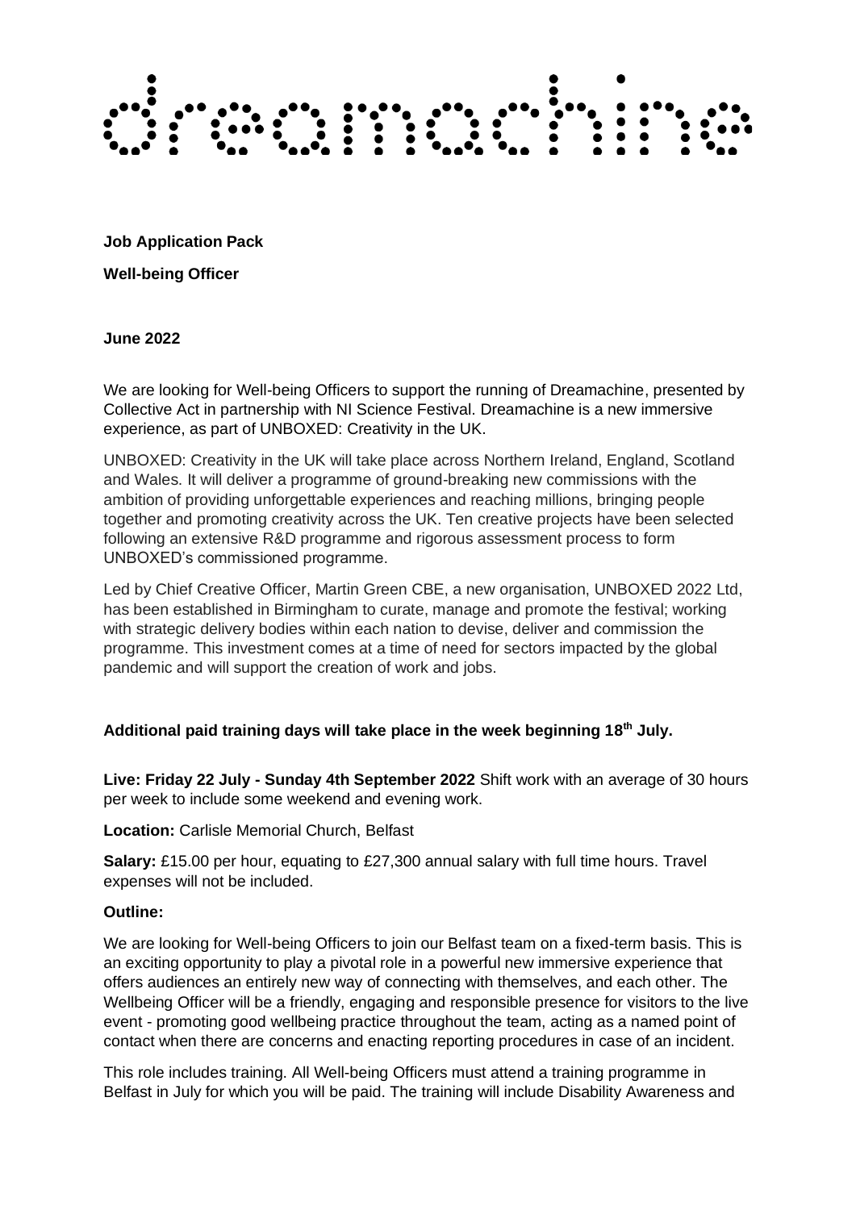# dreamachine

**Job Application Pack**

**Well-being Officer**

**June 2022**

We are looking for Well-being Officers to support the running of Dreamachine, presented by Collective Act in partnership with NI Science Festival. Dreamachine is a new immersive experience, as part of UNBOXED: Creativity in the UK.

UNBOXED: Creativity in the UK will take place across Northern Ireland, England, Scotland and Wales. It will deliver a programme of ground-breaking new commissions with the ambition of providing unforgettable experiences and reaching millions, bringing people together and promoting creativity across the UK. Ten creative projects have been selected following an extensive R&D programme and rigorous assessment process to form UNBOXED's commissioned programme.

Led by Chief Creative Officer, Martin Green CBE, a new organisation, UNBOXED 2022 Ltd, has been established in Birmingham to curate, manage and promote the festival; working with strategic delivery bodies within each nation to devise, deliver and commission the programme. This investment comes at a time of need for sectors impacted by the global pandemic and will support the creation of work and jobs.

**Additional paid training days will take place in the week beginning 18th July.**

**Live: Friday 22 July - Sunday 4th September 2022** Shift work with an average of 30 hours per week to include some weekend and evening work.

**Location:** Carlisle Memorial Church, Belfast

**Salary:** £15.00 per hour, equating to £27,300 annual salary with full time hours. Travel expenses will not be included.

**Outline:**

We are looking for Well-being Officers to join our Belfast team on a fixed-term basis. This is an exciting opportunity to play a pivotal role in a powerful new immersive experience that offers audiences an entirely new way of connecting with themselves, and each other. The Wellbeing Officer will be a friendly, engaging and responsible presence for visitors to the live event - promoting good wellbeing practice throughout the team, acting as a named point of contact when there are concerns and enacting reporting procedures in case of an incident.

This role includes training. All Well-being Officers must attend a training programme in Belfast in July for which you will be paid. The training will include Disability Awareness and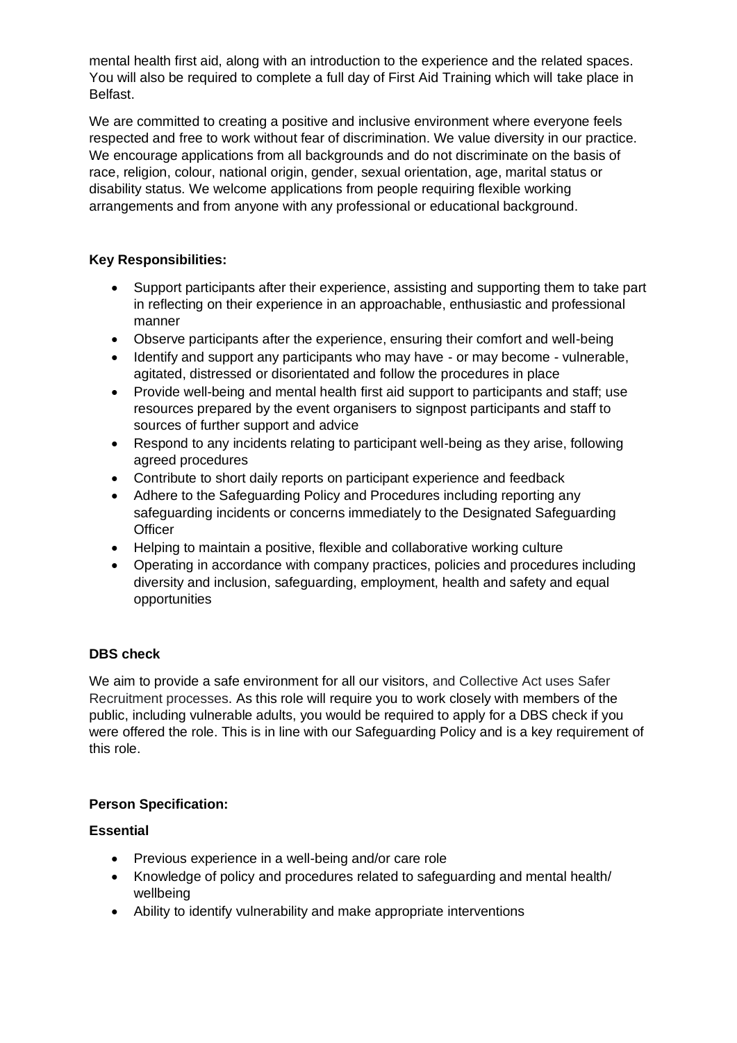mental health first aid, along with an introduction to the experience and the related spaces. You will also be required to complete a full day of First Aid Training which will take place in Belfast.

We are committed to creating a positive and inclusive environment where everyone feels respected and free to work without fear of discrimination. We value diversity in our practice. We encourage applications from all backgrounds and do not discriminate on the basis of race, religion, colour, national origin, gender, sexual orientation, age, marital status or disability status. We welcome applications from people requiring flexible working arrangements and from anyone with any professional or educational background.

**Key Responsibilities:**

- Support participants after their experience, assisting and supporting them to take part in reflecting on their experience in an approachable, enthusiastic and professional manner
- Observe participants after the experience, ensuring their comfort and well-being
- Identify and support any participants who may have - or may become - vulnerable, agitated, distressed or disorientated and follow the procedures in place
- Provide well-being and mental health first aid support to participants and staff; use resources prepared by the event organisers to signpost participants and staff to sources of further support and advice
- Respond to any incidents relating to participant well-being as they arise, following agreed procedures
- Contribute to short daily reports on participant experience and feedback
- Adhere to the Safeguarding Policy and Procedures including reporting any safeguarding incidents or concerns immediately to the Designated Safeguarding Officer
- Helping to maintain a positive, flexible and collaborative working culture
- Operating in accordance with company practices, policies and procedures including diversity and inclusion, safeguarding, employment, health and safety and equal opportunities

**DBS check**

We aim to provide a safe environment for all our visitors, and Collective Act uses Safer Recruitment processes. As this role will require you to work closely with members of the public, including vulnerable adults, you would be required to apply for a DBS check if you were offered the role. This is in line with our Safeguarding Policy and is a key requirement of this role.

**Person Specification:**

**Essential**

- Previous experience in a well-being and/or care role
- Knowledge of policy and procedures related to safeguarding and mental health/ wellbeing
- Ability to identify vulnerability and make appropriate interventions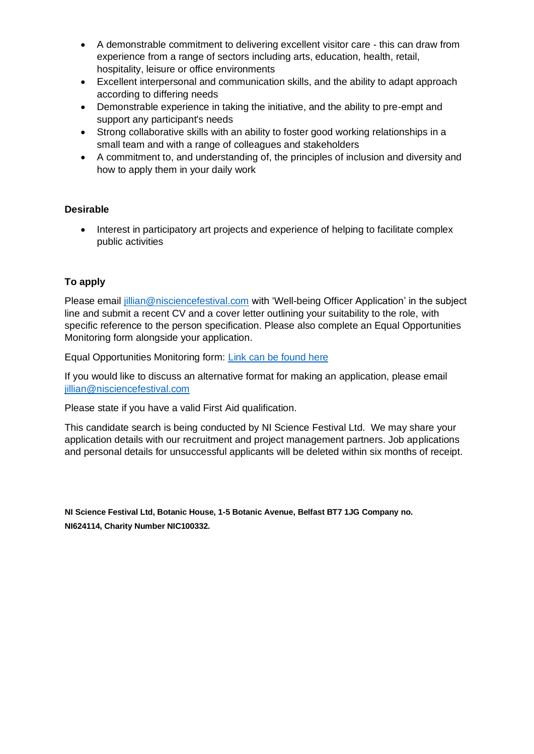- A demonstrable commitment to delivering excellent visitor care - this can draw from experience from a range of sectors including arts, education, health, retail, hospitality, leisure or office environments
- Excellent interpersonal and communication skills, and the ability to adapt approach according to differing needs
- Demonstrable experience in taking the initiative, and the ability to pre-empt and support any participant's needs
- Strong collaborative skills with an ability to foster good working relationships in a small team and with a range of colleagues and stakeholders
- A commitment to, and understanding of, the principles of inclusion and diversity and how to apply them in your daily work

**Desirable**

- Interest in participatory art projects and experience of helping to facilitate complex public activities

**To apply**

Please email [jillian@nisciencefestival.com](mailto:jillian@nisciencefestival.com) with 'Well-being Officer Application' in the subject line and submit a recent CV and a cover letter outlining your suitability to the role, with specific reference to the person specification. Please also complete an Equal Opportunities Monitoring form alongside your application.

Equal Opportunities Monitoring form: [Link can be found here]()

If you would like to discuss an alternative format for making an application, please email [jillian@nisciencefestival.com](mailto:jillian@nisciencefestival.com)

Please state if you have a valid First Aid qualification.

This candidate search is being conducted by NI Science Festival Ltd. We may share your application details with our recruitment and project management partners. Job applications and personal details for unsuccessful applicants will be deleted within six months of receipt.

**NI Science Festival Ltd, Botanic House, 1-5 Botanic Avenue, Belfast BT7 1JG Company no. NI624114, Charity Number NIC100332.**